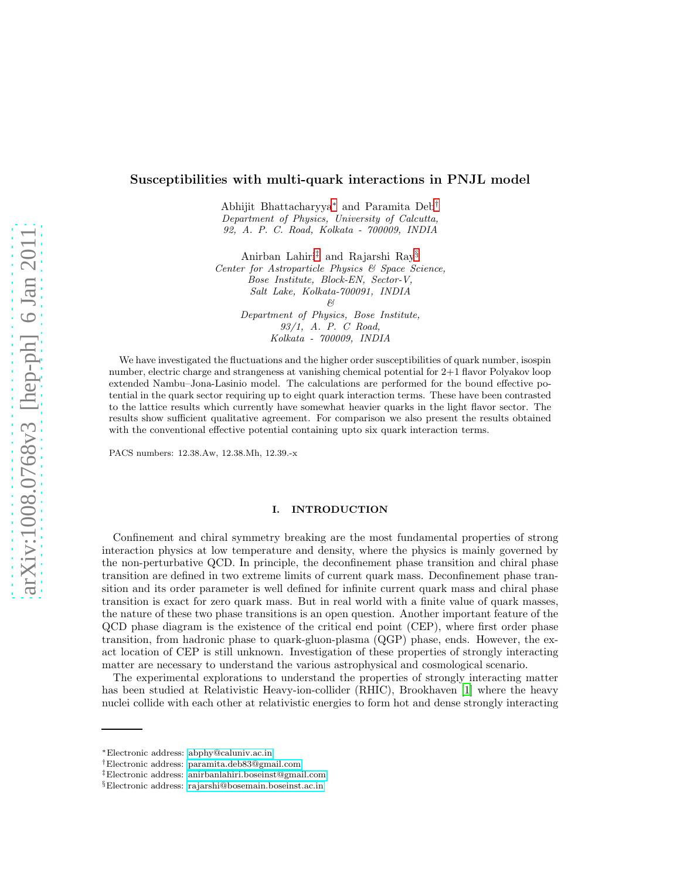# Susceptibilities with multi-quark interactions in PNJL model

Abhijit Bhattacharyya[*] and Paramita Deb[†]
*Department of Physics, University of Calcutta,*
*92, A. P. C. Road, Kolkata - 700009, INDIA*

Anirban Lahiri[‡] and Rajarshi Ray[§]
*Center for Astroparticle Physics & Space Science,*
*Bose Institute, Block-EN, Sector-V,*
*Salt Lake, Kolkata-700091, INDIA*
*&*
*Department of Physics, Bose Institute,*
*93/1, A. P. C Road,*
*Kolkata - 700009, INDIA*

We have investigated the fluctuations and the higher order susceptibilities of quark number, isospin number, electric charge and strangeness at vanishing chemical potential for 2+1 flavor Polyakov loop extended Nambu–Jona-Lasinio model. The calculations are performed for the bound effective potential in the quark sector requiring up to eight quark interaction terms. These have been contrasted to the lattice results which currently have somewhat heavier quarks in the light flavor sector. The results show sufficient qualitative agreement. For comparison we also present the results obtained with the conventional effective potential containing upto six quark interaction terms.

PACS numbers: 12.38.Aw, 12.38.Mh, 12.39.-x

## I. INTRODUCTION

Confinement and chiral symmetry breaking are the most fundamental properties of strong interaction physics at low temperature and density, where the physics is mainly governed by the non-perturbative QCD. In principle, the deconfinement phase transition and chiral phase transition are defined in two extreme limits of current quark mass. Deconfinement phase transition and its order parameter is well defined for infinite current quark mass and chiral phase transition is exact for zero quark mass. But in real world with a finite value of quark masses, the nature of these two phase transitions is an open question. Another important feature of the QCD phase diagram is the existence of the critical end point (CEP), where first order phase transition, from hadronic phase to quark-gluon-plasma (QGP) phase, ends. However, the exact location of CEP is still unknown. Investigation of these properties of strongly interacting matter are necessary to understand the various astrophysical and cosmological scenario.

The experimental explorations to understand the properties of strongly interacting matter has been studied at Relativistic Heavy-ion-collider (RHIC), Brookhaven [1] where the heavy nuclei collide with each other at relativistic energies to form hot and dense strongly interacting

---

[*]Electronic address: abphy@caluniv.ac.in
[†]Electronic address: paramita.deb83@gmail.com
[‡]Electronic address: anirbanlahiri.boseinst@gmail.com
[§]Electronic address: rajarshi@bosemain.boseinst.ac.in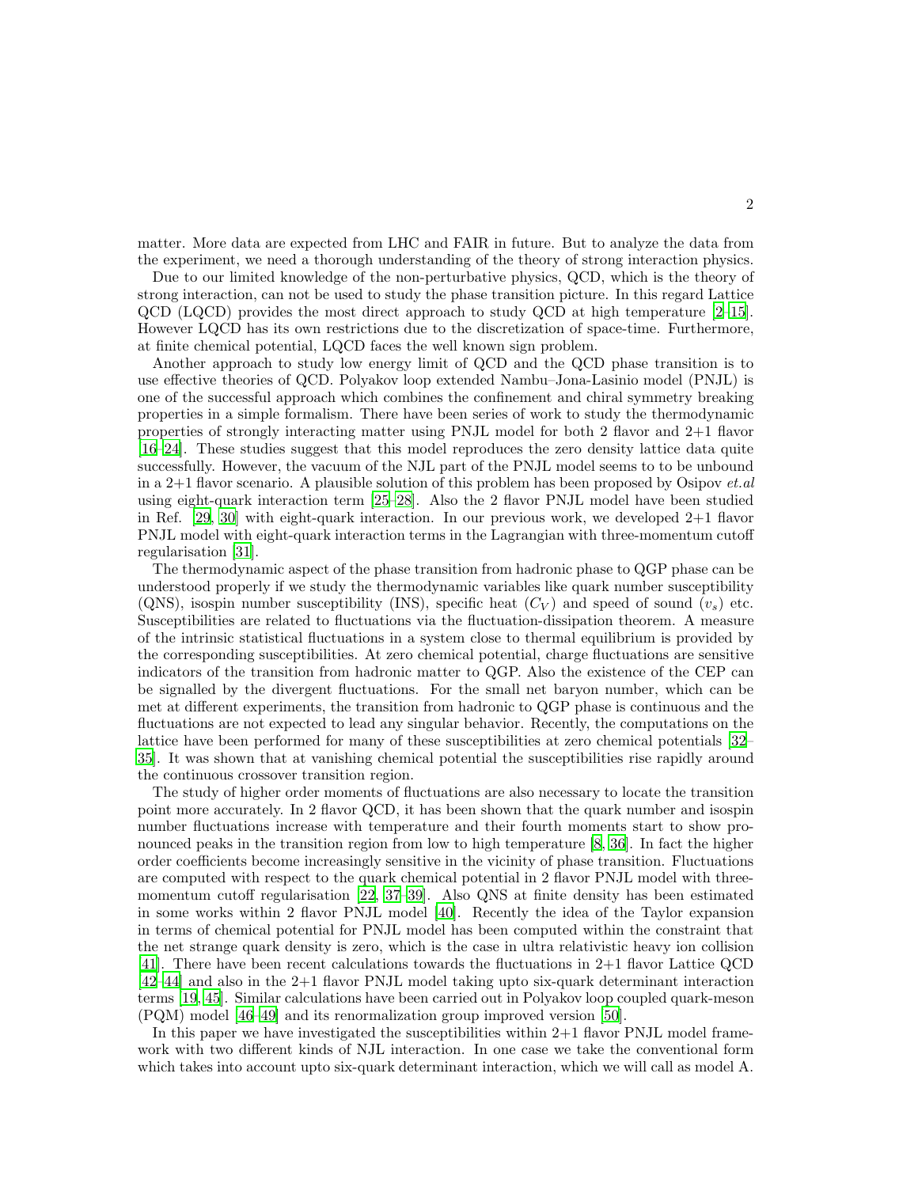matter. More data are expected from LHC and FAIR in future. But to analyze the data from the experiment, we need a thorough understanding of the theory of strong interaction physics.

Due to our limited knowledge of the non-perturbative physics, QCD, which is the theory of strong interaction, can not be used to study the phase transition picture. In this regard Lattice QCD (LQCD) provides the most direct approach to study QCD at high temperature [2–15]. However LQCD has its own restrictions due to the discretization of space-time. Furthermore, at finite chemical potential, LQCD faces the well known sign problem.

Another approach to study low energy limit of QCD and the QCD phase transition is to use effective theories of QCD. Polyakov loop extended Nambu–Jona-Lasinio model (PNJL) is one of the successful approach which combines the confinement and chiral symmetry breaking properties in a simple formalism. There have been series of work to study the thermodynamic properties of strongly interacting matter using PNJL model for both 2 flavor and 2+1 flavor [16–24]. These studies suggest that this model reproduces the zero density lattice data quite successfully. However, the vacuum of the NJL part of the PNJL model seems to to be unbound in a 2+1 flavor scenario. A plausible solution of this problem has been proposed by Osipov *et.al* using eight-quark interaction term [25–28]. Also the 2 flavor PNJL model have been studied in Ref. [29, 30] with eight-quark interaction. In our previous work, we developed 2+1 flavor PNJL model with eight-quark interaction terms in the Lagrangian with three-momentum cutoff regularisation [31].

The thermodynamic aspect of the phase transition from hadronic phase to QGP phase can be understood properly if we study the thermodynamic variables like quark number susceptibility (QNS), isospin number susceptibility (INS), specific heat ($C_V$) and speed of sound ($v_s$) etc. Susceptibilities are related to fluctuations via the fluctuation-dissipation theorem. A measure of the intrinsic statistical fluctuations in a system close to thermal equilibrium is provided by the corresponding susceptibilities. At zero chemical potential, charge fluctuations are sensitive indicators of the transition from hadronic matter to QGP. Also the existence of the CEP can be signalled by the divergent fluctuations. For the small net baryon number, which can be met at different experiments, the transition from hadronic to QGP phase is continuous and the fluctuations are not expected to lead any singular behavior. Recently, the computations on the lattice have been performed for many of these susceptibilities at zero chemical potentials [32–35]. It was shown that at vanishing chemical potential the susceptibilities rise rapidly around the continuous crossover transition region.

The study of higher order moments of fluctuations are also necessary to locate the transition point more accurately. In 2 flavor QCD, it has been shown that the quark number and isospin number fluctuations increase with temperature and their fourth moments start to show pronounced peaks in the transition region from low to high temperature [8, 36]. In fact the higher order coefficients become increasingly sensitive in the vicinity of phase transition. Fluctuations are computed with respect to the quark chemical potential in 2 flavor PNJL model with three-momentum cutoff regularisation [22, 37–39]. Also QNS at finite density has been estimated in some works within 2 flavor PNJL model [40]. Recently the idea of the Taylor expansion in terms of chemical potential for PNJL model has been computed within the constraint that the net strange quark density is zero, which is the case in ultra relativistic heavy ion collision [41]. There have been recent calculations towards the fluctuations in 2+1 flavor Lattice QCD [42–44] and also in the 2+1 flavor PNJL model taking upto six-quark determinant interaction terms [19, 45]. Similar calculations have been carried out in Polyakov loop coupled quark-meson (PQM) model [46–49] and its renormalization group improved version [50].

In this paper we have investigated the susceptibilities within 2+1 flavor PNJL model framework with two different kinds of NJL interaction. In one case we take the conventional form which takes into account upto six-quark determinant interaction, which we will call as model A.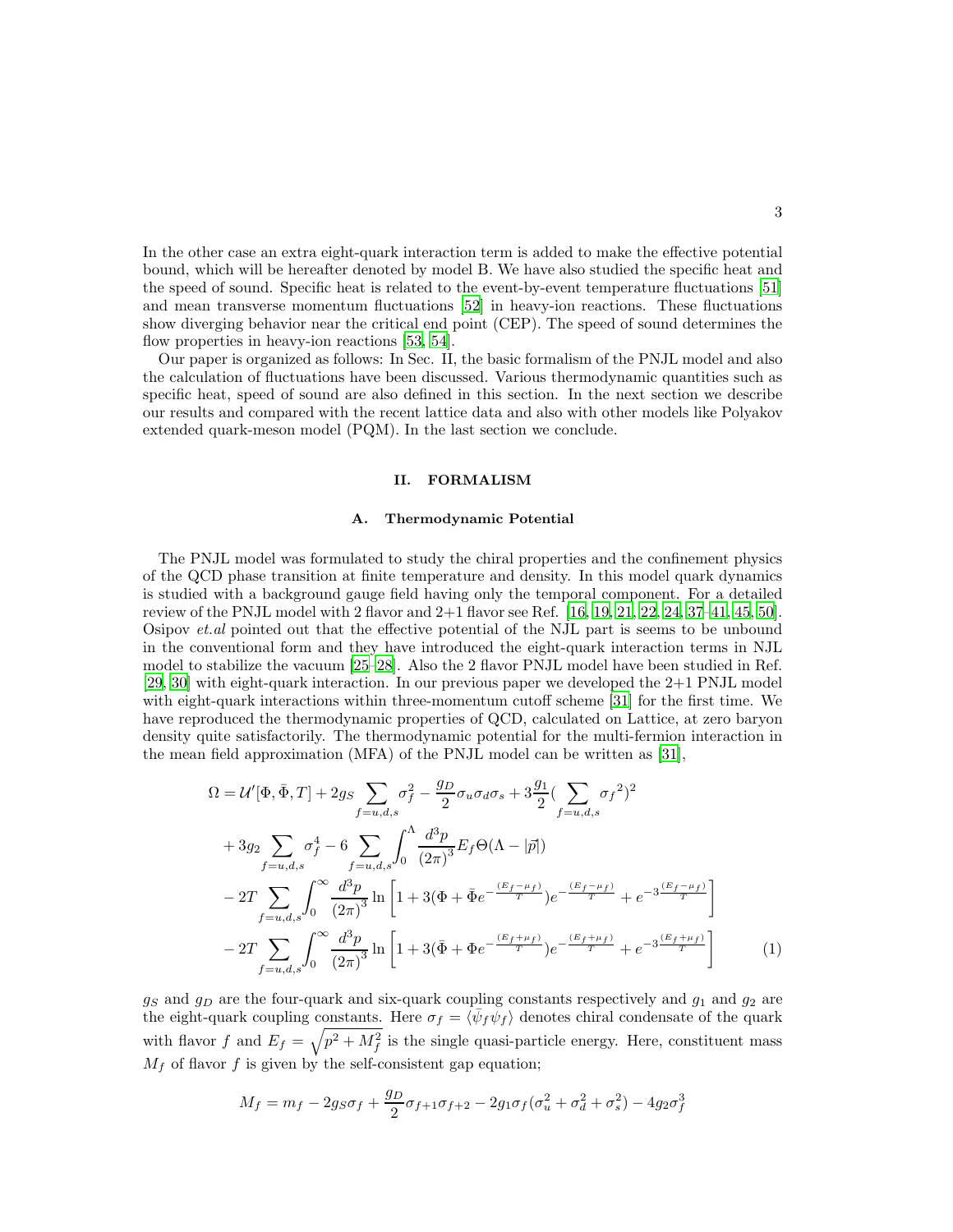In the other case an extra eight-quark interaction term is added to make the effective potential bound, which will be hereafter denoted by model B. We have also studied the specific heat and the speed of sound. Specific heat is related to the event-by-event temperature fluctuations [51] and mean transverse momentum fluctuations [52] in heavy-ion reactions. These fluctuations show diverging behavior near the critical end point (CEP). The speed of sound determines the flow properties in heavy-ion reactions [53, 54].

Our paper is organized as follows: In Sec. II, the basic formalism of the PNJL model and also the calculation of fluctuations have been discussed. Various thermodynamic quantities such as specific heat, speed of sound are also defined in this section. In the next section we describe our results and compared with the recent lattice data and also with other models like Polyakov extended quark-meson model (PQM). In the last section we conclude.

## II. FORMALISM

### A. Thermodynamic Potential

The PNJL model was formulated to study the chiral properties and the confinement physics of the QCD phase transition at finite temperature and density. In this model quark dynamics is studied with a background gauge field having only the temporal component. For a detailed review of the PNJL model with 2 flavor and 2+1 flavor see Ref. [16, 19, 21, 22, 24, 37–41, 45, 50]. Osipov *et.al* pointed out that the effective potential of the NJL part is seems to be unbound in the conventional form and they have introduced the eight-quark interaction terms in NJL model to stabilize the vacuum [25–28]. Also the 2 flavor PNJL model have been studied in Ref. [29, 30] with eight-quark interaction. In our previous paper we developed the 2+1 PNJL model with eight-quark interactions within three-momentum cutoff scheme [31] for the first time. We have reproduced the thermodynamic properties of QCD, calculated on Lattice, at zero baryon density quite satisfactorily. The thermodynamic potential for the multi-fermion interaction in the mean field approximation (MFA) of the PNJL model can be written as [31],

$$
\begin{aligned}
\Omega = {} & \mathcal{U}'[\Phi,\bar{\Phi},T] + 2g_S \sum_{f=u,d,s} \sigma_f^2 - \frac{g_D}{2}\sigma_u\sigma_d\sigma_s + 3\frac{g_1}{2}\Big(\sum_{f=u,d,s} {\sigma_f}^2\Big)^2 \\
& + 3g_2 \sum_{f=u,d,s} \sigma_f^4 - 6\sum_{f=u,d,s}\int_0^\Lambda \frac{d^3p}{(2\pi)^3} E_f \Theta(\Lambda - |\vec{p}|) \\
& - 2T\sum_{f=u,d,s}\int_0^\infty \frac{d^3p}{(2\pi)^3} \ln\left[1 + 3(\Phi + \bar{\Phi} e^{-\frac{(E_f-\mu_f)}{T}}) e^{-\frac{(E_f-\mu_f)}{T}} + e^{-3\frac{(E_f-\mu_f)}{T}}\right] \\
& - 2T\sum_{f=u,d,s}\int_0^\infty \frac{d^3p}{(2\pi)^3} \ln\left[1 + 3(\bar{\Phi} + \Phi e^{-\frac{(E_f+\mu_f)}{T}}) e^{-\frac{(E_f+\mu_f)}{T}} + e^{-3\frac{(E_f+\mu_f)}{T}}\right] \qquad (1)
\end{aligned}
$$

$g_S$ and $g_D$ are the four-quark and six-quark coupling constants respectively and $g_1$ and $g_2$ are the eight-quark coupling constants. Here $\sigma_f = \langle\bar{\psi}_f\psi_f\rangle$ denotes chiral condensate of the quark with flavor $f$ and $E_f = \sqrt{p^2 + M_f^2}$ is the single quasi-particle energy. Here, constituent mass $M_f$ of flavor $f$ is given by the self-consistent gap equation;

$$
M_f = m_f - 2g_S\sigma_f + \frac{g_D}{2}\sigma_{f+1}\sigma_{f+2} - 2g_1\sigma_f(\sigma_u^2 + \sigma_d^2 + \sigma_s^2) - 4g_2\sigma_f^3
$$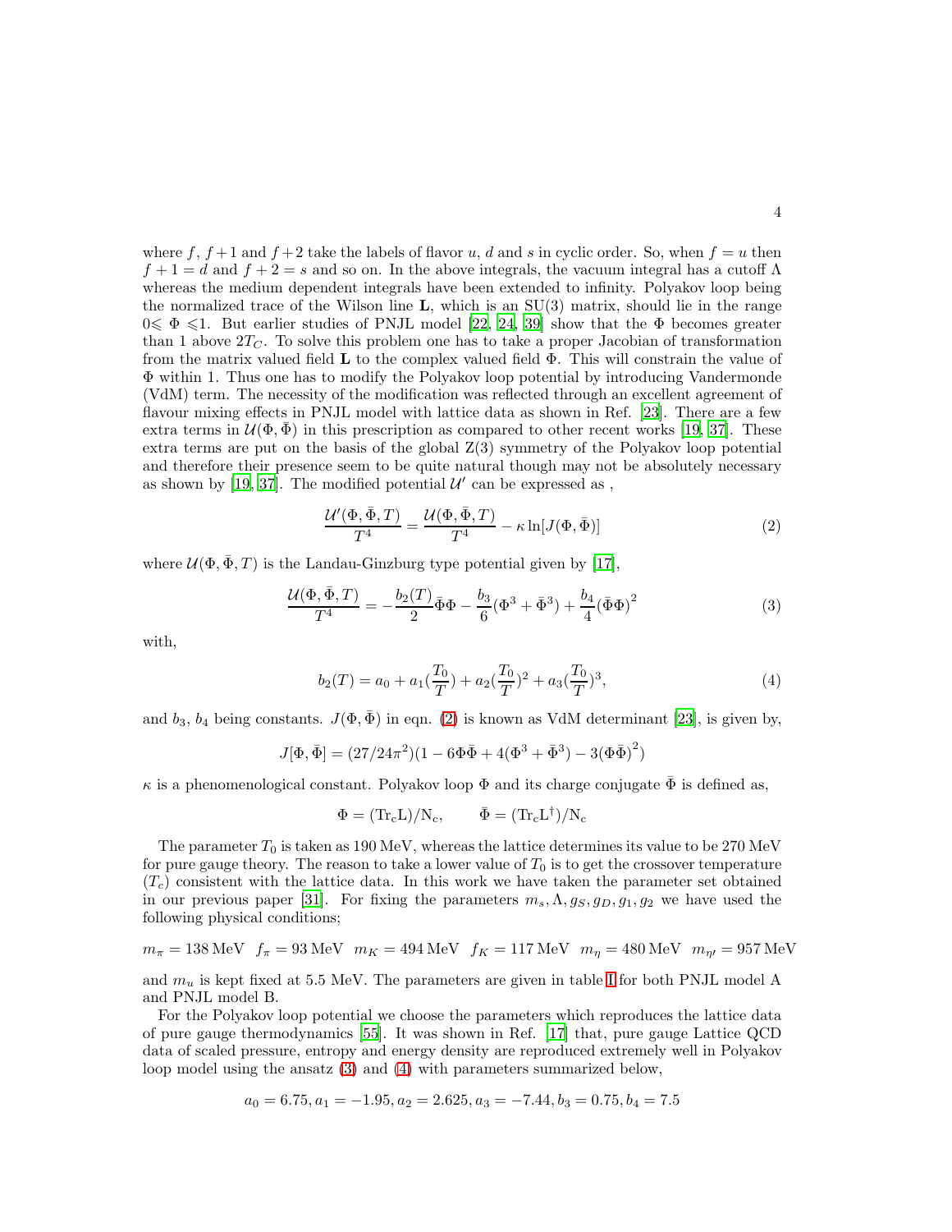where $f$, $f+1$ and $f+2$ take the labels of flavor $u$, $d$ and $s$ in cyclic order. So, when $f = u$ then $f+1 = d$ and $f+2 = s$ and so on. In the above integrals, the vacuum integral has a cutoff $\Lambda$ whereas the medium dependent integrals have been extended to infinity. Polyakov loop being the normalized trace of the Wilson line $\mathbf{L}$, which is an SU(3) matrix, should lie in the range $0 \leqslant \Phi \leqslant 1$. But earlier studies of PNJL model [22, 24, 39] show that the $\Phi$ becomes greater than 1 above $2T_C$. To solve this problem one has to take a proper Jacobian of transformation from the matrix valued field $\mathbf{L}$ to the complex valued field $\Phi$. This will constrain the value of $\Phi$ within 1. Thus one has to modify the Polyakov loop potential by introducing Vandermonde (VdM) term. The necessity of the modification was reflected through an excellent agreement of flavour mixing effects in PNJL model with lattice data as shown in Ref. [23]. There are a few extra terms in $\mathcal{U}(\Phi, \bar{\Phi})$ in this prescription as compared to other recent works [19, 37]. These extra terms are put on the basis of the global Z(3) symmetry of the Polyakov loop potential and therefore their presence seem to be quite natural though may not be absolutely necessary as shown by [19, 37]. The modified potential $\mathcal{U}'$ can be expressed as ,

$$\frac{\mathcal{U}'(\Phi, \bar{\Phi}, T)}{T^4} = \frac{\mathcal{U}(\Phi, \bar{\Phi}, T)}{T^4} - \kappa \ln[J(\Phi, \bar{\Phi})] \tag{2}$$

where $\mathcal{U}(\Phi, \bar{\Phi}, T)$ is the Landau-Ginzburg type potential given by [17],

$$\frac{\mathcal{U}(\Phi, \bar{\Phi}, T)}{T^4} = -\frac{b_2(T)}{2}\bar{\Phi}\Phi - \frac{b_3}{6}(\Phi^3 + \bar{\Phi}^3) + \frac{b_4}{4}(\bar{\Phi}\Phi)^2 \tag{3}$$

with,

$$b_2(T) = a_0 + a_1(\frac{T_0}{T}) + a_2(\frac{T_0}{T})^2 + a_3(\frac{T_0}{T})^3, \tag{4}$$

and $b_3$, $b_4$ being constants. $J(\Phi, \bar{\Phi})$ in eqn. (2) is known as VdM determinant [23], is given by,

$$J[\Phi, \bar{\Phi}] = (27/24\pi^2)(1 - 6\Phi\bar{\Phi} + 4(\Phi^3 + \bar{\Phi}^3) - 3(\Phi\bar{\Phi})^2)$$

$\kappa$ is a phenomenological constant. Polyakov loop $\Phi$ and its charge conjugate $\bar{\Phi}$ is defined as,

$$\Phi = (\mathrm{Tr_c L})/\mathrm{N_c}, \qquad \bar{\Phi} = (\mathrm{Tr_c L^\dagger})/\mathrm{N_c}$$

The parameter $T_0$ is taken as 190 MeV, whereas the lattice determines its value to be 270 MeV for pure gauge theory. The reason to take a lower value of $T_0$ is to get the crossover temperature ($T_c$) consistent with the lattice data. In this work we have taken the parameter set obtained in our previous paper [31]. For fixing the parameters $m_s, \Lambda, g_S, g_D, g_1, g_2$ we have used the following physical conditions;

$m_\pi = 138\,\mathrm{MeV}$ $f_\pi = 93\,\mathrm{MeV}$ $m_K = 494\,\mathrm{MeV}$ $f_K = 117\,\mathrm{MeV}$ $m_\eta = 480\,\mathrm{MeV}$ $m_{\eta'} = 957\,\mathrm{MeV}$

and $m_u$ is kept fixed at 5.5 MeV. The parameters are given in table I for both PNJL model A and PNJL model B.

For the Polyakov loop potential we choose the parameters which reproduces the lattice data of pure gauge thermodynamics [55]. It was shown in Ref. [17] that, pure gauge Lattice QCD data of scaled pressure, entropy and energy density are reproduced extremely well in Polyakov loop model using the ansatz (3) and (4) with parameters summarized below,

$$a_0 = 6.75, a_1 = -1.95, a_2 = 2.625, a_3 = -7.44, b_3 = 0.75, b_4 = 7.5$$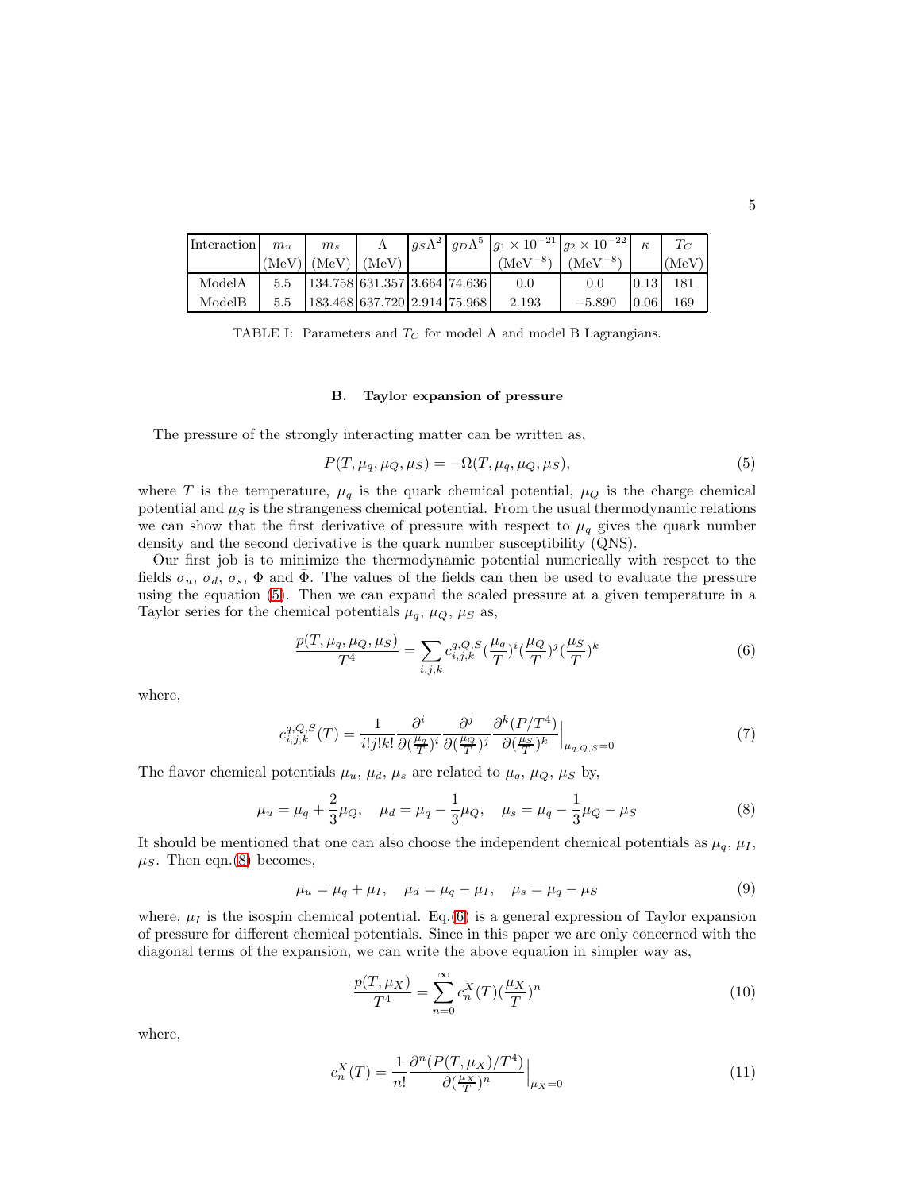| Interaction | $m_u$ (MeV) | $m_s$ (MeV) | $\Lambda$ (MeV) | $g_S\Lambda^2$ | $g_D\Lambda^5$ | $g_1 \times 10^{-21}$ ($\text{MeV}^{-8}$) | $g_2 \times 10^{-22}$ ($\text{MeV}^{-8}$) | $\kappa$ | $T_C$ (MeV) |
|---|---|---|---|---|---|---|---|---|---|
| ModelA | 5.5 | 134.758 | 631.357 | 3.664 | 74.636 | 0.0 | 0.0 | 0.13 | 181 |
| ModelB | 5.5 | 183.468 | 637.720 | 2.914 | 75.968 | 2.193 | $-5.890$ | 0.06 | 169 |

TABLE I: Parameters and $T_C$ for model A and model B Lagrangians.

### B. Taylor expansion of pressure

The pressure of the strongly interacting matter can be written as,

$$P(T, \mu_q, \mu_Q, \mu_S) = -\Omega(T, \mu_q, \mu_Q, \mu_S), \tag{5}$$

where $T$ is the temperature, $\mu_q$ is the quark chemical potential, $\mu_Q$ is the charge chemical potential and $\mu_S$ is the strangeness chemical potential. From the usual thermodynamic relations we can show that the first derivative of pressure with respect to $\mu_q$ gives the quark number density and the second derivative is the quark number susceptibility (QNS).

Our first job is to minimize the thermodynamic potential numerically with respect to the fields $\sigma_u$, $\sigma_d$, $\sigma_s$, $\Phi$ and $\bar{\Phi}$. The values of the fields can then be used to evaluate the pressure using the equation (5). Then we can expand the scaled pressure at a given temperature in a Taylor series for the chemical potentials $\mu_q$, $\mu_Q$, $\mu_S$ as,

$$\frac{p(T, \mu_q, \mu_Q, \mu_S)}{T^4} = \sum_{i,j,k} c_{i,j,k}^{q,Q,S} (\frac{\mu_q}{T})^i (\frac{\mu_Q}{T})^j (\frac{\mu_S}{T})^k \tag{6}$$

where,

$$c_{i,j,k}^{q,Q,S}(T) = \frac{1}{i!j!k!} \frac{\partial^i}{\partial(\frac{\mu_q}{T})^i} \frac{\partial^j}{\partial(\frac{\mu_Q}{T})^j} \frac{\partial^k (P/T^4)}{\partial(\frac{\mu_S}{T})^k}\Big|_{\mu_{q,Q,S}=0} \tag{7}$$

The flavor chemical potentials $\mu_u$, $\mu_d$, $\mu_s$ are related to $\mu_q$, $\mu_Q$, $\mu_S$ by,

$$\mu_u = \mu_q + \frac{2}{3}\mu_Q, \quad \mu_d = \mu_q - \frac{1}{3}\mu_Q, \quad \mu_s = \mu_q - \frac{1}{3}\mu_Q - \mu_S \tag{8}$$

It should be mentioned that one can also choose the independent chemical potentials as $\mu_q$, $\mu_I$, $\mu_S$. Then eqn.(8) becomes,

$$\mu_u = \mu_q + \mu_I, \quad \mu_d = \mu_q - \mu_I, \quad \mu_s = \mu_q - \mu_S \tag{9}$$

where, $\mu_I$ is the isospin chemical potential. Eq.(6) is a general expression of Taylor expansion of pressure for different chemical potentials. Since in this paper we are only concerned with the diagonal terms of the expansion, we can write the above equation in simpler way as,

$$\frac{p(T, \mu_X)}{T^4} = \sum_{n=0}^{\infty} c_n^X(T) (\frac{\mu_X}{T})^n \tag{10}$$

where,

$$c_n^X(T) = \frac{1}{n!} \frac{\partial^n (P(T, \mu_X)/T^4)}{\partial(\frac{\mu_X}{T})^n}\Big|_{\mu_X=0} \tag{11}$$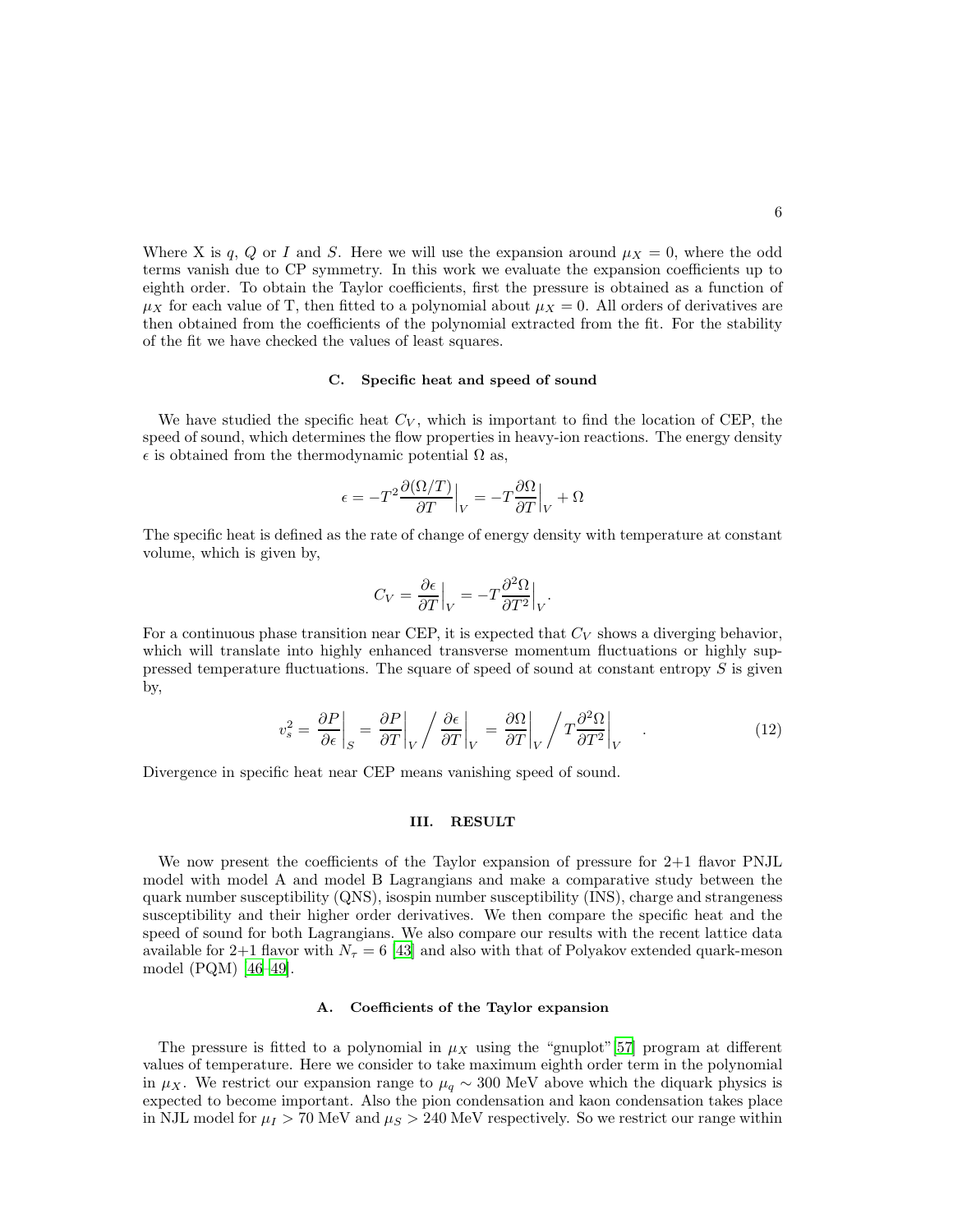Where X is $q$, $Q$ or $I$ and $S$. Here we will use the expansion around $\mu_X = 0$, where the odd terms vanish due to CP symmetry. In this work we evaluate the expansion coefficients up to eighth order. To obtain the Taylor coefficients, first the pressure is obtained as a function of $\mu_X$ for each value of T, then fitted to a polynomial about $\mu_X = 0$. All orders of derivatives are then obtained from the coefficients of the polynomial extracted from the fit. For the stability of the fit we have checked the values of least squares.

### C. Specific heat and speed of sound

We have studied the specific heat $C_V$, which is important to find the location of CEP, the speed of sound, which determines the flow properties in heavy-ion reactions. The energy density $\epsilon$ is obtained from the thermodynamic potential $\Omega$ as,

$$\epsilon = -T^2 \frac{\partial(\Omega/T)}{\partial T}\Big|_V = -T\frac{\partial \Omega}{\partial T}\Big|_V + \Omega$$

The specific heat is defined as the rate of change of energy density with temperature at constant volume, which is given by,

$$C_V = \frac{\partial \epsilon}{\partial T}\Big|_V = -T\frac{\partial^2 \Omega}{\partial T^2}\Big|_V.$$

For a continuous phase transition near CEP, it is expected that $C_V$ shows a diverging behavior, which will translate into highly enhanced transverse momentum fluctuations or highly suppressed temperature fluctuations. The square of speed of sound at constant entropy $S$ is given by,

$$v_s^2 = \frac{\partial P}{\partial \epsilon}\Big|_S = \frac{\partial P}{\partial T}\Big|_V \Big/ \frac{\partial \epsilon}{\partial T}\Big|_V = \frac{\partial \Omega}{\partial T}\Big|_V \Big/ T\frac{\partial^2 \Omega}{\partial T^2}\Big|_V \quad . \tag{12}$$

Divergence in specific heat near CEP means vanishing speed of sound.

## III. RESULT

We now present the coefficients of the Taylor expansion of pressure for 2+1 flavor PNJL model with model A and model B Lagrangians and make a comparative study between the quark number susceptibility (QNS), isospin number susceptibility (INS), charge and strangeness susceptibility and their higher order derivatives. We then compare the specific heat and the speed of sound for both Lagrangians. We also compare our results with the recent lattice data available for 2+1 flavor with $N_\tau = 6$ [43] and also with that of Polyakov extended quark-meson model (PQM) [46–49].

### A. Coefficients of the Taylor expansion

The pressure is fitted to a polynomial in $\mu_X$ using the "gnuplot"[57] program at different values of temperature. Here we consider to take maximum eighth order term in the polynomial in $\mu_X$. We restrict our expansion range to $\mu_q \sim 300$ MeV above which the diquark physics is expected to become important. Also the pion condensation and kaon condensation takes place in NJL model for $\mu_I > 70$ MeV and $\mu_S > 240$ MeV respectively. So we restrict our range within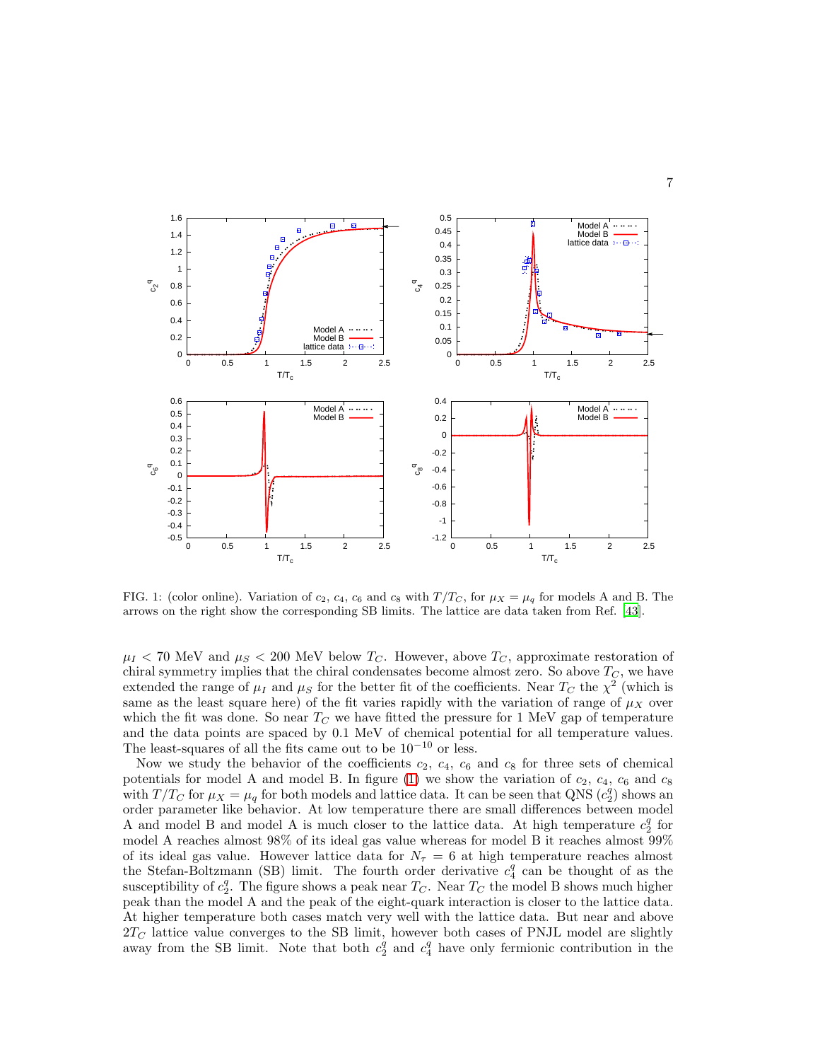FIG. 1: (color online). Variation of $c_2$, $c_4$, $c_6$ and $c_8$ with $T/T_C$, for $\mu_X = \mu_q$ for models A and B. The arrows on the right show the corresponding SB limits. The lattice are data taken from Ref. [43].

$\mu_I < 70$ MeV and $\mu_S < 200$ MeV below $T_C$. However, above $T_C$, approximate restoration of chiral symmetry implies that the chiral condensates become almost zero. So above $T_C$, we have extended the range of $\mu_I$ and $\mu_S$ for the better fit of the coefficients. Near $T_C$ the $\chi^2$ (which is same as the least square here) of the fit varies rapidly with the variation of range of $\mu_X$ over which the fit was done. So near $T_C$ we have fitted the pressure for 1 MeV gap of temperature and the data points are spaced by 0.1 MeV of chemical potential for all temperature values. The least-squares of all the fits came out to be $10^{-10}$ or less.

Now we study the behavior of the coefficients $c_2$, $c_4$, $c_6$ and $c_8$ for three sets of chemical potentials for model A and model B. In figure (1) we show the variation of $c_2$, $c_4$, $c_6$ and $c_8$ with $T/T_C$ for $\mu_X = \mu_q$ for both models and lattice data. It can be seen that QNS ($c_2^q$) shows an order parameter like behavior. At low temperature there are small differences between model A and model B and model A is much closer to the lattice data. At high temperature $c_2^q$ for model A reaches almost 98% of its ideal gas value whereas for model B it reaches almost 99% of its ideal gas value. However lattice data for $N_\tau = 6$ at high temperature reaches almost the Stefan-Boltzmann (SB) limit. The fourth order derivative $c_4^q$ can be thought of as the susceptibility of $c_2^q$. The figure shows a peak near $T_C$. Near $T_C$ the model B shows much higher peak than the model A and the peak of the eight-quark interaction is closer to the lattice data. At higher temperature both cases match very well with the lattice data. But near and above $2T_C$ lattice value converges to the SB limit, however both cases of PNJL model are slightly away from the SB limit. Note that both $c_2^q$ and $c_4^q$ have only fermionic contribution in the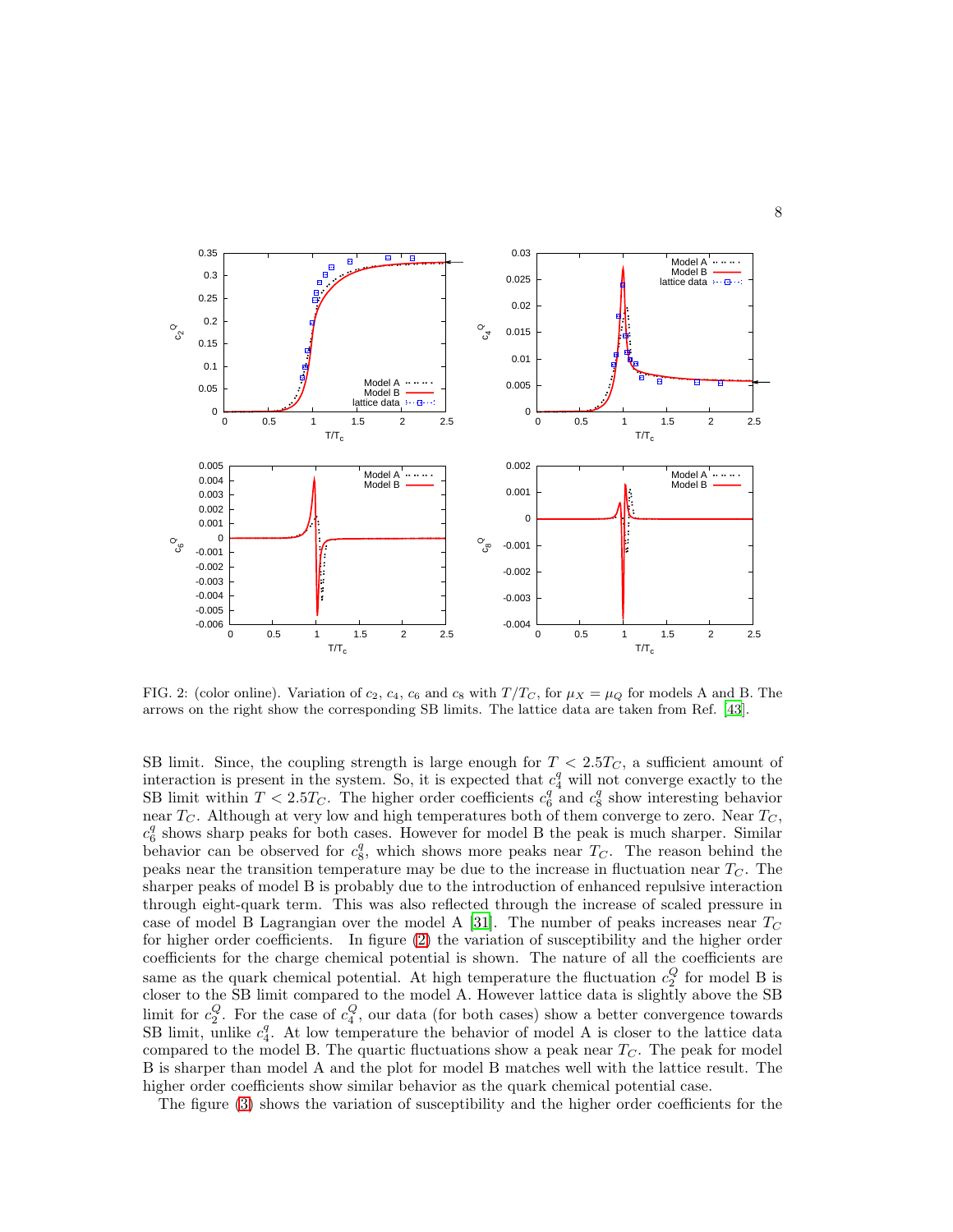FIG. 2: (color online). Variation of $c_2$, $c_4$, $c_6$ and $c_8$ with $T/T_C$, for $\mu_X = \mu_Q$ for models A and B. The arrows on the right show the corresponding SB limits. The lattice data are taken from Ref. [43].

SB limit. Since, the coupling strength is large enough for $T < 2.5T_C$, a sufficient amount of interaction is present in the system. So, it is expected that $c_4^q$ will not converge exactly to the SB limit within $T < 2.5T_C$. The higher order coefficients $c_6^q$ and $c_8^q$ show interesting behavior near $T_C$. Although at very low and high temperatures both of them converge to zero. Near $T_C$, $c_6^q$ shows sharp peaks for both cases. However for model B the peak is much sharper. Similar behavior can be observed for $c_8^q$, which shows more peaks near $T_C$. The reason behind the peaks near the transition temperature may be due to the increase in fluctuation near $T_C$. The sharper peaks of model B is probably due to the introduction of enhanced repulsive interaction through eight-quark term. This was also reflected through the increase of scaled pressure in case of model B Lagrangian over the model A [31]. The number of peaks increases near $T_C$ for higher order coefficients. In figure (2) the variation of susceptibility and the higher order coefficients for the charge chemical potential is shown. The nature of all the coefficients are same as the quark chemical potential. At high temperature the fluctuation $c_2^Q$ for model B is closer to the SB limit compared to the model A. However lattice data is slightly above the SB limit for $c_2^Q$. For the case of $c_4^Q$, our data (for both cases) show a better convergence towards SB limit, unlike $c_4^q$. At low temperature the behavior of model A is closer to the lattice data compared to the model B. The quartic fluctuations show a peak near $T_C$. The peak for model B is sharper than model A and the plot for model B matches well with the lattice result. The higher order coefficients show similar behavior as the quark chemical potential case.

The figure (3) shows the variation of susceptibility and the higher order coefficients for the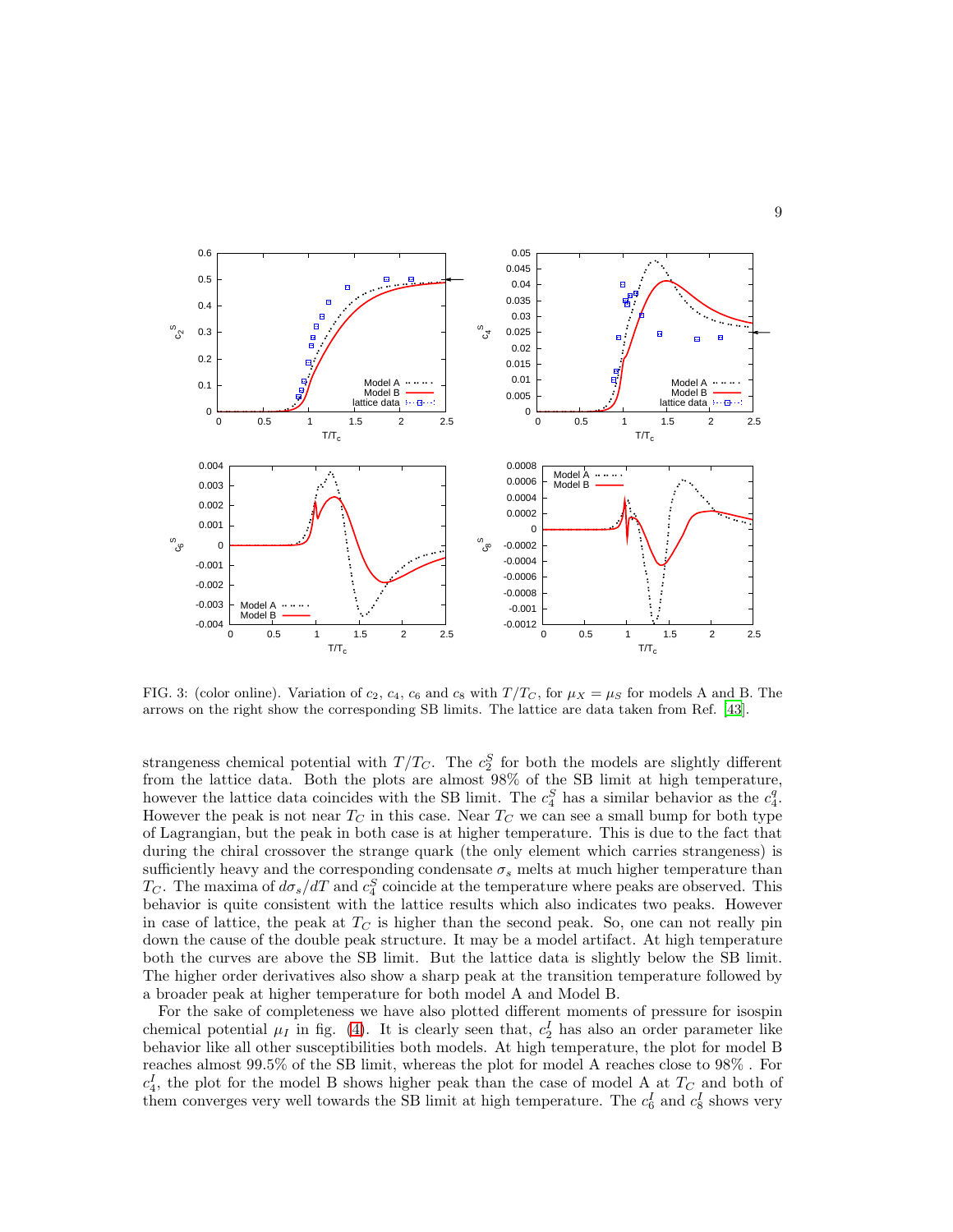FIG. 3: (color online). Variation of $c_2$, $c_4$, $c_6$ and $c_8$ with $T/T_C$, for $\mu_X = \mu_S$ for models A and B. The arrows on the right show the corresponding SB limits. The lattice are data taken from Ref. [43].

strangeness chemical potential with $T/T_C$. The $c_2^S$ for both the models are slightly different from the lattice data. Both the plots are almost 98% of the SB limit at high temperature, however the lattice data coincides with the SB limit. The $c_4^S$ has a similar behavior as the $c_4^q$. However the peak is not near $T_C$ in this case. Near $T_C$ we can see a small bump for both type of Lagrangian, but the peak in both case is at higher temperature. This is due to the fact that during the chiral crossover the strange quark (the only element which carries strangeness) is sufficiently heavy and the corresponding condensate $\sigma_s$ melts at much higher temperature than $T_C$. The maxima of $d\sigma_s/dT$ and $c_4^S$ coincide at the temperature where peaks are observed. This behavior is quite consistent with the lattice results which also indicates two peaks. However in case of lattice, the peak at $T_C$ is higher than the second peak. So, one can not really pin down the cause of the double peak structure. It may be a model artifact. At high temperature both the curves are above the SB limit. But the lattice data is slightly below the SB limit. The higher order derivatives also show a sharp peak at the transition temperature followed by a broader peak at higher temperature for both model A and Model B.

For the sake of completeness we have also plotted different moments of pressure for isospin chemical potential $\mu_I$ in fig. (4). It is clearly seen that, $c_2^I$ has also an order parameter like behavior like all other susceptibilities both models. At high temperature, the plot for model B reaches almost 99.5% of the SB limit, whereas the plot for model A reaches close to 98% . For $c_4^I$, the plot for the model B shows higher peak than the case of model A at $T_C$ and both of them converges very well towards the SB limit at high temperature. The $c_6^I$ and $c_8^I$ shows very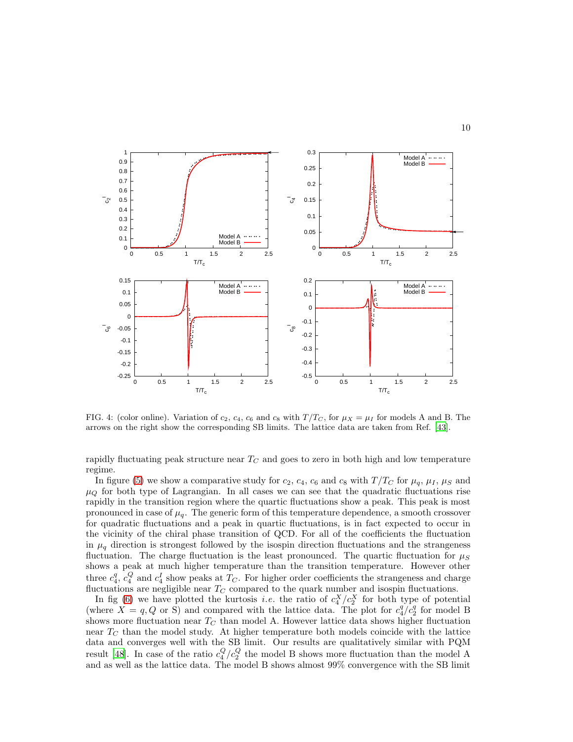FIG. 4: (color online). Variation of $c_2$, $c_4$, $c_6$ and $c_8$ with $T/T_C$, for $\mu_X = \mu_I$ for models A and B. The arrows on the right show the corresponding SB limits. The lattice data are taken from Ref. [43].

rapidly fluctuating peak structure near $T_C$ and goes to zero in both high and low temperature regime.

In figure (5) we show a comparative study for $c_2$, $c_4$, $c_6$ and $c_8$ with $T/T_C$ for $\mu_q$, $\mu_I$, $\mu_S$ and $\mu_Q$ for both type of Lagrangian. In all cases we can see that the quadratic fluctuations rise rapidly in the transition region where the quartic fluctuations show a peak. This peak is most pronounced in case of $\mu_q$. The generic form of this temperature dependence, a smooth crossover for quadratic fluctuations and a peak in quartic fluctuations, is in fact expected to occur in the vicinity of the chiral phase transition of QCD. For all of the coefficients the fluctuation in $\mu_q$ direction is strongest followed by the isospin direction fluctuations and the strangeness fluctuation. The charge fluctuation is the least pronounced. The quartic fluctuation for $\mu_S$ shows a peak at much higher temperature than the transition temperature. However other three $c_4^q$, $c_4^Q$ and $c_4^I$ show peaks at $T_C$. For higher order coefficients the strangeness and charge fluctuations are negligible near $T_C$ compared to the quark number and isospin fluctuations.

In fig (6) we have plotted the kurtosis *i.e.* the ratio of $c_4^X/c_2^X$ for both type of potential (where $X = q, Q$ or S) and compared with the lattice data. The plot for $c_4^q/c_2^q$ for model B shows more fluctuation near $T_C$ than model A. However lattice data shows higher fluctuation near $T_C$ than the model study. At higher temperature both models coincide with the lattice data and converges well with the SB limit. Our results are qualitatively similar with PQM result [48]. In case of the ratio $c_4^Q/c_2^Q$ the model B shows more fluctuation than the model A and as well as the lattice data. The model B shows almost 99% convergence with the SB limit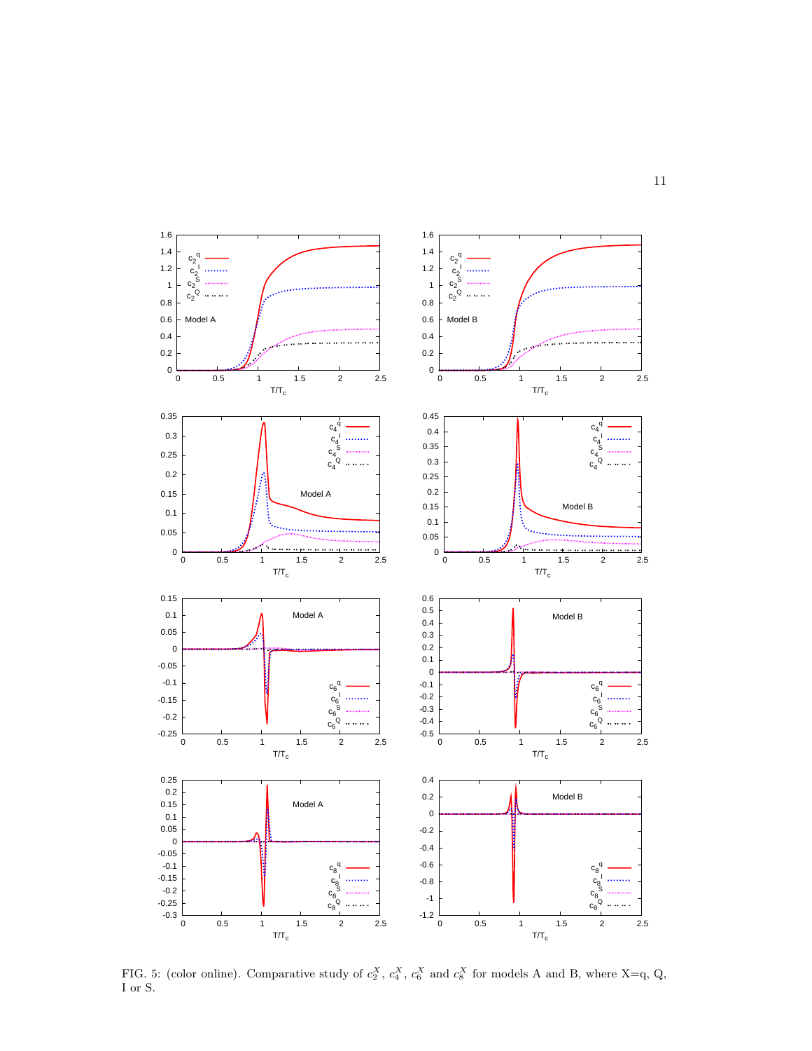FIG. 5: (color online). Comparative study of $c_2^X$, $c_4^X$, $c_6^X$ and $c_8^X$ for models A and B, where X=q, Q, I or S.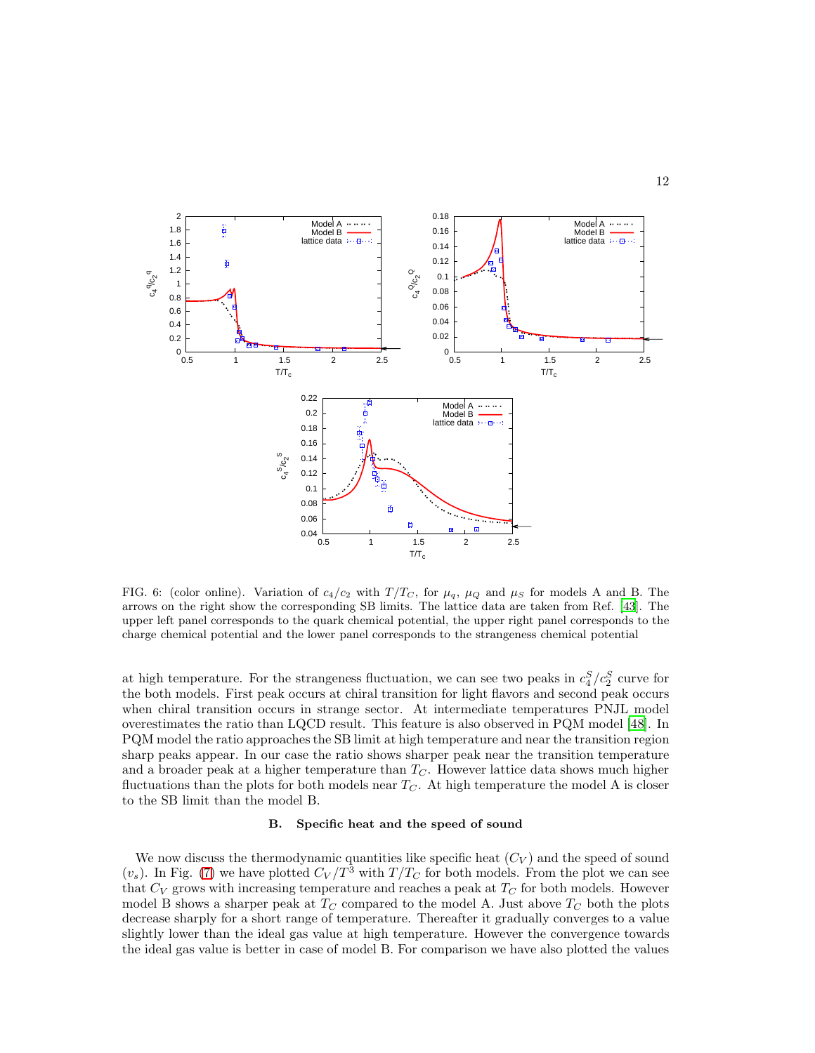FIG. 6: (color online). Variation of $c_4/c_2$ with $T/T_C$, for $\mu_q$, $\mu_Q$ and $\mu_S$ for models A and B. The arrows on the right show the corresponding SB limits. The lattice data are taken from Ref. [43]. The upper left panel corresponds to the quark chemical potential, the upper right panel corresponds to the charge chemical potential and the lower panel corresponds to the strangeness chemical potential

at high temperature. For the strangeness fluctuation, we can see two peaks in $c_4^S/c_2^S$ curve for the both models. First peak occurs at chiral transition for light flavors and second peak occurs when chiral transition occurs in strange sector. At intermediate temperatures PNJL model overestimates the ratio than LQCD result. This feature is also observed in PQM model [48]. In PQM model the ratio approaches the SB limit at high temperature and near the transition region sharp peaks appear. In our case the ratio shows sharper peak near the transition temperature and a broader peak at a higher temperature than $T_C$. However lattice data shows much higher fluctuations than the plots for both models near $T_C$. At high temperature the model A is closer to the SB limit than the model B.

### B. Specific heat and the speed of sound

We now discuss the thermodynamic quantities like specific heat ($C_V$) and the speed of sound ($v_s$). In Fig. (7) we have plotted $C_V/T^3$ with $T/T_C$ for both models. From the plot we can see that $C_V$ grows with increasing temperature and reaches a peak at $T_C$ for both models. However model B shows a sharper peak at $T_C$ compared to the model A. Just above $T_C$ both the plots decrease sharply for a short range of temperature. Thereafter it gradually converges to a value slightly lower than the ideal gas value at high temperature. However the convergence towards the ideal gas value is better in case of model B. For comparison we have also plotted the values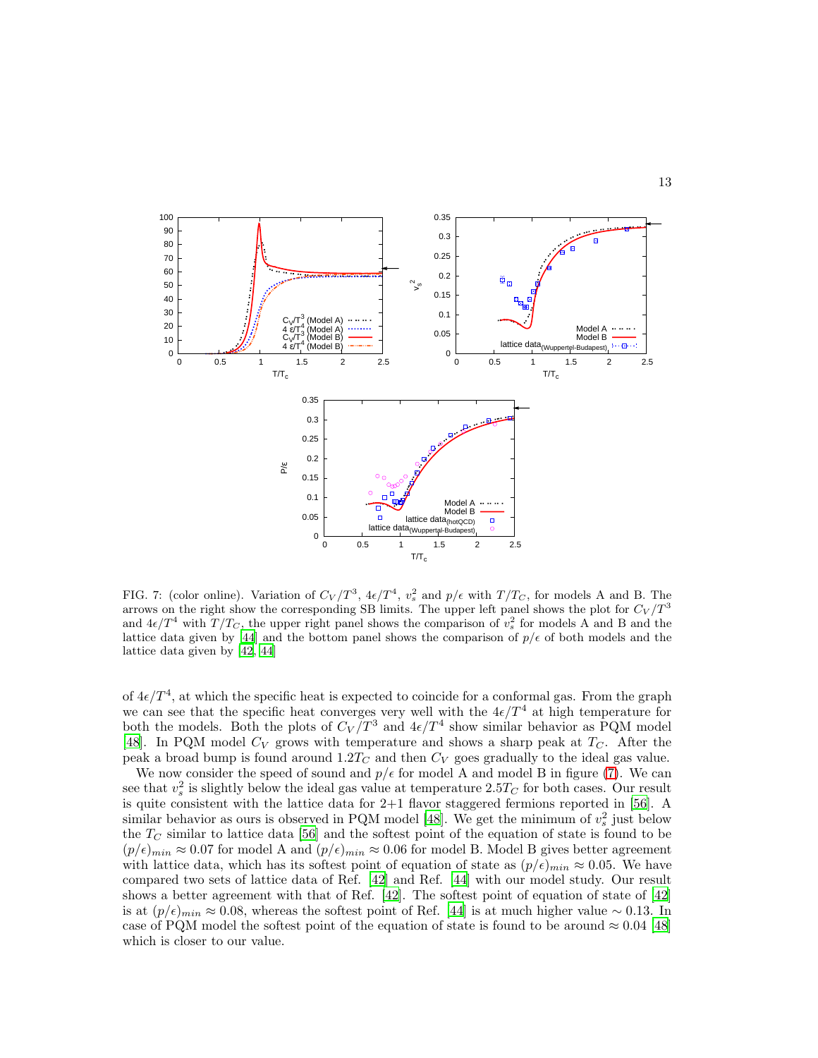FIG. 7: (color online). Variation of $C_V/T^3$, $4\epsilon/T^4$, $v_s^2$ and $p/\epsilon$ with $T/T_C$, for models A and B. The arrows on the right show the corresponding SB limits. The upper left panel shows the plot for $C_V/T^3$ and $4\epsilon/T^4$ with $T/T_C$, the upper right panel shows the comparison of $v_s^2$ for models A and B and the lattice data given by [44] and the bottom panel shows the comparison of $p/\epsilon$ of both models and the lattice data given by [42, 44]

of $4\epsilon/T^4$, at which the specific heat is expected to coincide for a conformal gas. From the graph we can see that the specific heat converges very well with the $4\epsilon/T^4$ at high temperature for both the models. Both the plots of $C_V/T^3$ and $4\epsilon/T^4$ show similar behavior as PQM model [48]. In PQM model $C_V$ grows with temperature and shows a sharp peak at $T_C$. After the peak a broad bump is found around $1.2T_C$ and then $C_V$ goes gradually to the ideal gas value.

We now consider the speed of sound and $p/\epsilon$ for model A and model B in figure (7). We can see that $v_s^2$ is slightly below the ideal gas value at temperature $2.5T_C$ for both cases. Our result is quite consistent with the lattice data for 2+1 flavor staggered fermions reported in [56]. A similar behavior as ours is observed in PQM model [48]. We get the minimum of $v_s^2$ just below the $T_C$ similar to lattice data [56] and the softest point of the equation of state is found to be $(p/\epsilon)_{min} \approx 0.07$ for model A and $(p/\epsilon)_{min} \approx 0.06$ for model B. Model B gives better agreement with lattice data, which has its softest point of equation of state as $(p/\epsilon)_{min} \approx 0.05$. We have compared two sets of lattice data of Ref. [42] and Ref. [44] with our model study. Our result shows a better agreement with that of Ref. [42]. The softest point of equation of state of [42] is at $(p/\epsilon)_{min} \approx 0.08$, whereas the softest point of Ref. [44] is at much higher value $\sim 0.13$. In case of PQM model the softest point of the equation of state is found to be around $\approx 0.04$ [48] which is closer to our value.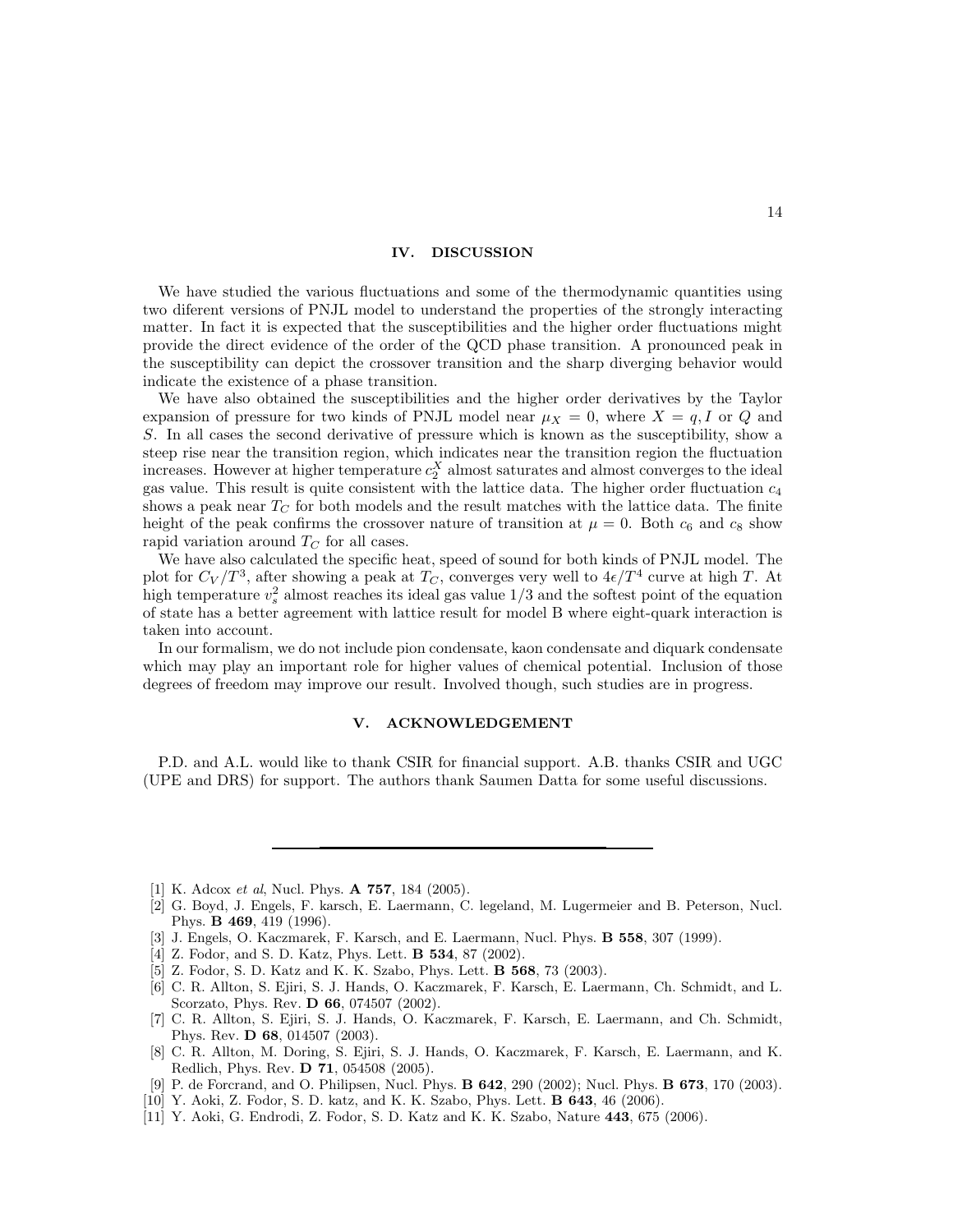## IV. DISCUSSION

We have studied the various fluctuations and some of the thermodynamic quantities using two diferent versions of PNJL model to understand the properties of the strongly interacting matter. In fact it is expected that the susceptibilities and the higher order fluctuations might provide the direct evidence of the order of the QCD phase transition. A pronounced peak in the susceptibility can depict the crossover transition and the sharp diverging behavior would indicate the existence of a phase transition.

We have also obtained the susceptibilities and the higher order derivatives by the Taylor expansion of pressure for two kinds of PNJL model near $\mu_X = 0$, where $X = q, I$ or $Q$ and $S$. In all cases the second derivative of pressure which is known as the susceptibility, show a steep rise near the transition region, which indicates near the transition region the fluctuation increases. However at higher temperature $c_2^X$ almost saturates and almost converges to the ideal gas value. This result is quite consistent with the lattice data. The higher order fluctuation $c_4$ shows a peak near $T_C$ for both models and the result matches with the lattice data. The finite height of the peak confirms the crossover nature of transition at $\mu = 0$. Both $c_6$ and $c_8$ show rapid variation around $T_C$ for all cases.

We have also calculated the specific heat, speed of sound for both kinds of PNJL model. The plot for $C_V/T^3$, after showing a peak at $T_C$, converges very well to $4\epsilon/T^4$ curve at high $T$. At high temperature $v_s^2$ almost reaches its ideal gas value $1/3$ and the softest point of the equation of state has a better agreement with lattice result for model B where eight-quark interaction is taken into account.

In our formalism, we do not include pion condensate, kaon condensate and diquark condensate which may play an important role for higher values of chemical potential. Inclusion of those degrees of freedom may improve our result. Involved though, such studies are in progress.

## V. ACKNOWLEDGEMENT

P.D. and A.L. would like to thank CSIR for financial support. A.B. thanks CSIR and UGC (UPE and DRS) for support. The authors thank Saumen Datta for some useful discussions.

---

[1] K. Adcox *et al*, Nucl. Phys. **A 757**, 184 (2005).

[2] G. Boyd, J. Engels, F. karsch, E. Laermann, C. legeland, M. Lugermeier and B. Peterson, Nucl. Phys. **B 469**, 419 (1996).

[3] J. Engels, O. Kaczmarek, F. Karsch, and E. Laermann, Nucl. Phys. **B 558**, 307 (1999).

[4] Z. Fodor, and S. D. Katz, Phys. Lett. **B 534**, 87 (2002).

[5] Z. Fodor, S. D. Katz and K. K. Szabo, Phys. Lett. **B 568**, 73 (2003).

[6] C. R. Allton, S. Ejiri, S. J. Hands, O. Kaczmarek, F. Karsch, E. Laermann, Ch. Schmidt, and L. Scorzato, Phys. Rev. **D 66**, 074507 (2002).

[7] C. R. Allton, S. Ejiri, S. J. Hands, O. Kaczmarek, F. Karsch, E. Laermann, and Ch. Schmidt, Phys. Rev. **D 68**, 014507 (2003).

[8] C. R. Allton, M. Doring, S. Ejiri, S. J. Hands, O. Kaczmarek, F. Karsch, E. Laermann, and K. Redlich, Phys. Rev. **D 71**, 054508 (2005).

[9] P. de Forcrand, and O. Philipsen, Nucl. Phys. **B 642**, 290 (2002); Nucl. Phys. **B 673**, 170 (2003).

[10] Y. Aoki, Z. Fodor, S. D. katz, and K. K. Szabo, Phys. Lett. **B 643**, 46 (2006).

[11] Y. Aoki, G. Endrodi, Z. Fodor, S. D. Katz and K. K. Szabo, Nature **443**, 675 (2006).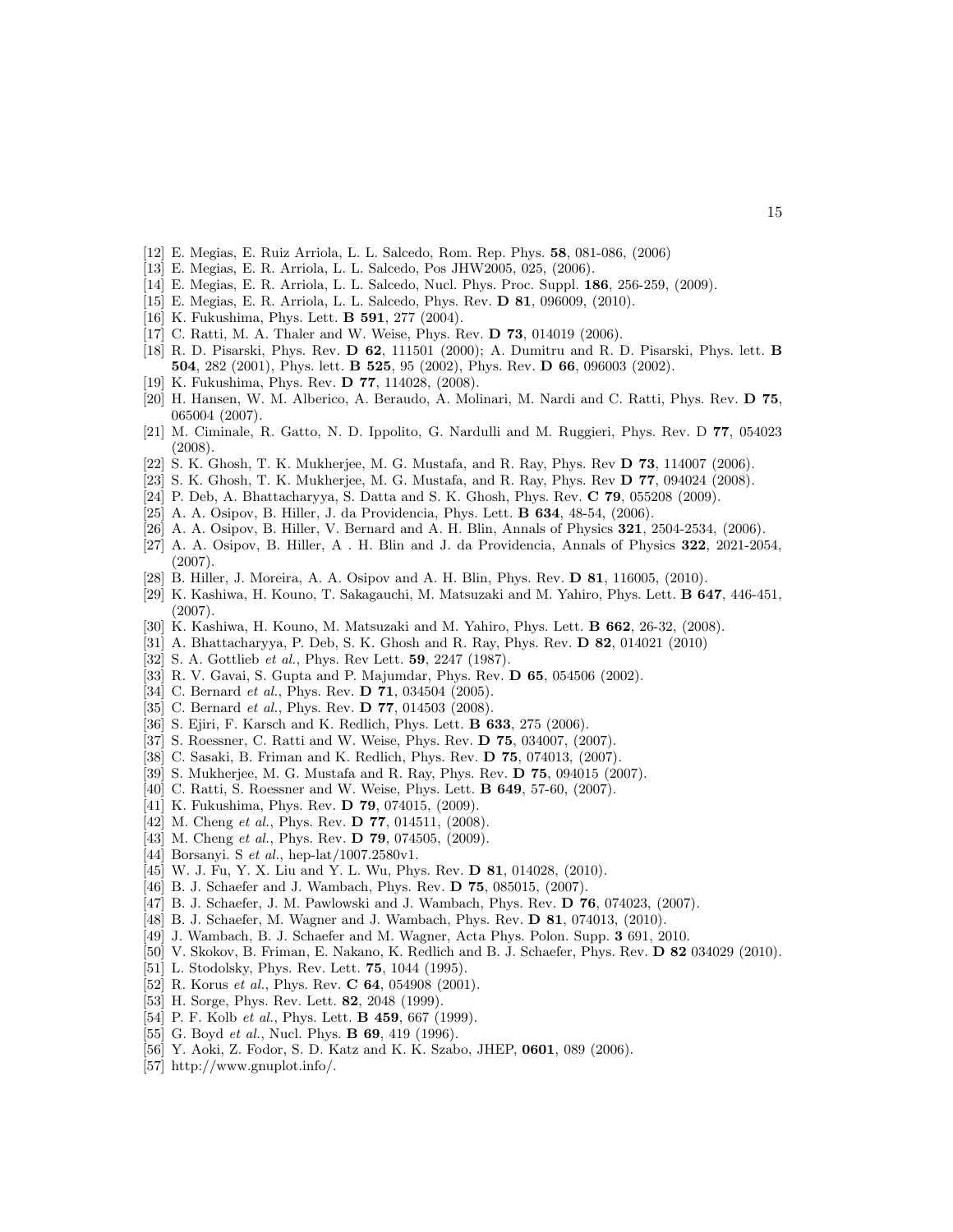[12] E. Megias, E. Ruiz Arriola, L. L. Salcedo, Rom. Rep. Phys. **58**, 081-086, (2006)

[13] E. Megias, E. R. Arriola, L. L. Salcedo, Pos JHW2005, 025, (2006).

[14] E. Megias, E. R. Arriola, L. L. Salcedo, Nucl. Phys. Proc. Suppl. **186**, 256-259, (2009).

[15] E. Megias, E. R. Arriola, L. L. Salcedo, Phys. Rev. **D 81**, 096009, (2010).

[16] K. Fukushima, Phys. Lett. **B 591**, 277 (2004).

[17] C. Ratti, M. A. Thaler and W. Weise, Phys. Rev. **D 73**, 014019 (2006).

[18] R. D. Pisarski, Phys. Rev. **D 62**, 111501 (2000); A. Dumitru and R. D. Pisarski, Phys. lett. **B 504**, 282 (2001), Phys. lett. **B 525**, 95 (2002), Phys. Rev. **D 66**, 096003 (2002).

[19] K. Fukushima, Phys. Rev. **D 77**, 114028, (2008).

[20] H. Hansen, W. M. Alberico, A. Beraudo, A. Molinari, M. Nardi and C. Ratti, Phys. Rev. **D 75**, 065004 (2007).

[21] M. Ciminale, R. Gatto, N. D. Ippolito, G. Nardulli and M. Ruggieri, Phys. Rev. D **77**, 054023 (2008).

[22] S. K. Ghosh, T. K. Mukherjee, M. G. Mustafa, and R. Ray, Phys. Rev **D 73**, 114007 (2006).

[23] S. K. Ghosh, T. K. Mukherjee, M. G. Mustafa, and R. Ray, Phys. Rev **D 77**, 094024 (2008).

[24] P. Deb, A. Bhattacharyya, S. Datta and S. K. Ghosh, Phys. Rev. **C 79**, 055208 (2009).

[25] A. A. Osipov, B. Hiller, J. da Providencia, Phys. Lett. **B 634**, 48-54, (2006).

[26] A. A. Osipov, B. Hiller, V. Bernard and A. H. Blin, Annals of Physics **321**, 2504-2534, (2006).

[27] A. A. Osipov, B. Hiller, A . H. Blin and J. da Providencia, Annals of Physics **322**, 2021-2054, (2007).

[28] B. Hiller, J. Moreira, A. A. Osipov and A. H. Blin, Phys. Rev. **D 81**, 116005, (2010).

[29] K. Kashiwa, H. Kouno, T. Sakagauchi, M. Matsuzaki and M. Yahiro, Phys. Lett. **B 647**, 446-451, (2007).

[30] K. Kashiwa, H. Kouno, M. Matsuzaki and M. Yahiro, Phys. Lett. **B 662**, 26-32, (2008).

[31] A. Bhattacharyya, P. Deb, S. K. Ghosh and R. Ray, Phys. Rev. **D 82**, 014021 (2010)

[32] S. A. Gottlieb *et al.*, Phys. Rev Lett. **59**, 2247 (1987).

[33] R. V. Gavai, S. Gupta and P. Majumdar, Phys. Rev. **D 65**, 054506 (2002).

[34] C. Bernard *et al.*, Phys. Rev. **D 71**, 034504 (2005).

[35] C. Bernard *et al.*, Phys. Rev. **D 77**, 014503 (2008).

[36] S. Ejiri, F. Karsch and K. Redlich, Phys. Lett. **B 633**, 275 (2006).

[37] S. Roessner, C. Ratti and W. Weise, Phys. Rev. **D 75**, 034007, (2007).

[38] C. Sasaki, B. Friman and K. Redlich, Phys. Rev. **D 75**, 074013, (2007).

[39] S. Mukherjee, M. G. Mustafa and R. Ray, Phys. Rev. **D 75**, 094015 (2007).

[40] C. Ratti, S. Roessner and W. Weise, Phys. Lett. **B 649**, 57-60, (2007).

[41] K. Fukushima, Phys. Rev. **D 79**, 074015, (2009).

[42] M. Cheng *et al.*, Phys. Rev. **D 77**, 014511, (2008).

[43] M. Cheng *et al.*, Phys. Rev. **D 79**, 074505, (2009).

[44] Borsanyi. S *et al.*, hep-lat/1007.2580v1.

[45] W. J. Fu, Y. X. Liu and Y. L. Wu, Phys. Rev. **D 81**, 014028, (2010).

[46] B. J. Schaefer and J. Wambach, Phys. Rev. **D 75**, 085015, (2007).

[47] B. J. Schaefer, J. M. Pawlowski and J. Wambach, Phys. Rev. **D 76**, 074023, (2007).

[48] B. J. Schaefer, M. Wagner and J. Wambach, Phys. Rev. **D 81**, 074013, (2010).

[49] J. Wambach, B. J. Schaefer and M. Wagner, Acta Phys. Polon. Supp. **3** 691, 2010.

[50] V. Skokov, B. Friman, E. Nakano, K. Redlich and B. J. Schaefer, Phys. Rev. **D 82** 034029 (2010).

[51] L. Stodolsky, Phys. Rev. Lett. **75**, 1044 (1995).

[52] R. Korus *et al.*, Phys. Rev. **C 64**, 054908 (2001).

[53] H. Sorge, Phys. Rev. Lett. **82**, 2048 (1999).

[54] P. F. Kolb *et al.*, Phys. Lett. **B 459**, 667 (1999).

[55] G. Boyd *et al.*, Nucl. Phys. **B 69**, 419 (1996).

[56] Y. Aoki, Z. Fodor, S. D. Katz and K. K. Szabo, JHEP, **0601**, 089 (2006).

[57] http://www.gnuplot.info/.